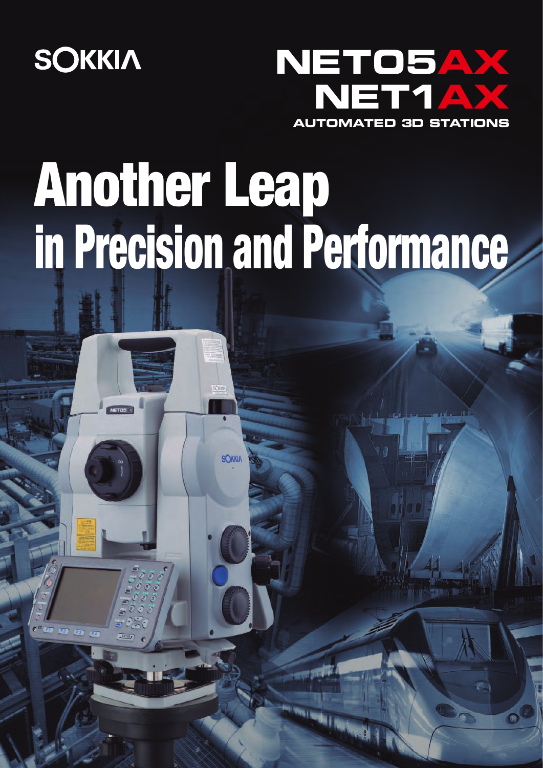SOKKIA

# NET05AX
# NET1AX

AUTOMATED 3D STATIONS

# Another Leap
## in Precision and Performance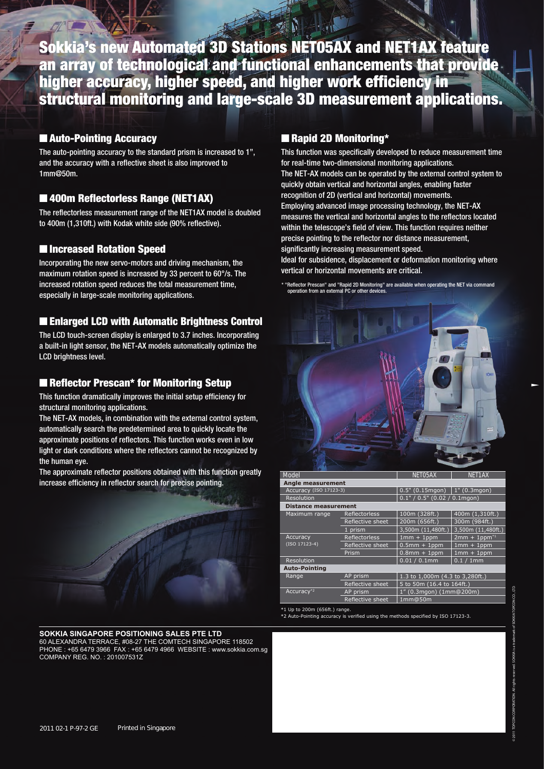# Sokkia's new Automated 3D Stations NET05AX and NET1AX feature an array of technological and functional enhancements that provide higher accuracy, higher speed, and higher work efficiency in structural monitoring and large-scale 3D measurement applications.

## ■ Auto-Pointing Accuracy

The auto-pointing accuracy to the standard prism is increased to 1", and the accuracy with a reflective sheet is also improved to 1mm@50m.

## ■ 400m Reflectorless Range (NET1AX)

The reflectorless measurement range of the NET1AX model is doubled to 400m (1,310ft.) with Kodak white side (90% reflective).

## ■ Increased Rotation Speed

Incorporating the new servo-motors and driving mechanism, the maximum rotation speed is increased by 33 percent to 60°/s. The increased rotation speed reduces the total measurement time, especially in large-scale monitoring applications.

## ■ Enlarged LCD with Automatic Brightness Control

The LCD touch-screen display is enlarged to 3.7 inches. Incorporating a built-in light sensor, the NET-AX models automatically optimize the LCD brightness level.

## ■ Reflector Prescan* for Monitoring Setup

This function dramatically improves the initial setup efficiency for structural monitoring applications.

The NET-AX models, in combination with the external control system, automatically search the predetermined area to quickly locate the approximate positions of reflectors. This function works even in low light or dark conditions where the reflectors cannot be recognized by the human eye.

The approximate reflector positions obtained with this function greatly increase efficiency in reflector search for precise pointing.

## ■ Rapid 2D Monitoring*

This function was specifically developed to reduce measurement time for real-time two-dimensional monitoring applications.

The NET-AX models can be operated by the external control system to quickly obtain vertical and horizontal angles, enabling faster recognition of 2D (vertical and horizontal) movements.

Employing advanced image processing technology, the NET-AX measures the vertical and horizontal angles to the reflectors located within the telescope's field of view. This function requires neither precise pointing to the reflector nor distance measurement, significantly increasing measurement speed.

Ideal for subsidence, displacement or deformation monitoring where vertical or horizontal movements are critical.

* "Reflector Prescan" and "Rapid 2D Monitoring" are available when operating the NET via command operation from an external PC or other devices.

| Model | | NET05AX | NET1AX |
|---|---|---|---|
| **Angle measurement** | | | |
| Accuracy (ISO 17123-3) | | 0.5" (0.15mgon) | 1" (0.3mgon) |
| Resolution | | 0.1" / 0.5" (0.02 / 0.1mgon) | |
| **Distance measurement** | | | |
| Maximum range | Reflectorless | 100m (328ft.) | 400m (1,310ft.) |
| | Reflective sheet | 200m (656ft.) | 300m (984ft.) |
| | 1 prism | 3,500m (11,480ft.) | 3,500m (11,480ft.) |
| Accuracy (ISO 17123-4) | Reflectorless | 1mm + 1ppm | 2mm + 1ppm*1 |
| | Reflective sheet | 0.5mm + 1ppm | 1mm + 1ppm |
| | Prism | 0.8mm + 1ppm | 1mm + 1ppm |
| Resolution | | 0.01 / 0.1mm | 0.1 / 1mm |
| **Auto-Pointing** | | | |
| Range | AP prism | 1.3 to 1,000m (4.3 to 3,280ft.) | |
| | Reflective sheet | 5 to 50m (16.4 to 164ft.) | |
| Accuracy*2 | AP prism | 1" (0.3mgon) (1mm@200m) | |
| | Reflective sheet | 1mm@50m | |

*1 Up to 200m (656ft.) range.
*2 Auto-Pointing accuracy is verified using the methods specified by ISO 17123-3.

**SOKKIA SINGAPORE POSITIONING SALES PTE LTD**
60 ALEXANDRA TERRACE, #08-27 THE COMTECH SINGAPORE 118502
PHONE : +65 6479 3966 FAX : +65 6479 4966 WEBSITE : www.sokkia.com.sg
COMPANY REG. NO. : 201007531Z

2011 02-1 P-97-2 GE Printed in Singapore

©2011 TOPCON CORPORATION All rights reserved. SOKKIA is a trademark of SOKKIA TOPCON CO., LTD.